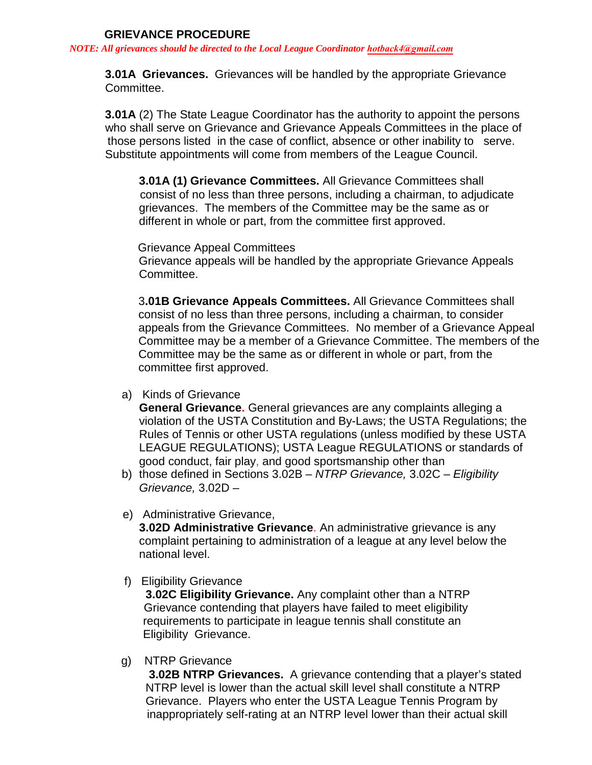## GRIEVANCE PROCEDURE

***NOTE: All grievances should be directed to the Local League Coordinator hotback4@gmail.com***

**3.01A Grievances.** Grievances will be handled by the appropriate Grievance Committee.

**3.01A** (2) The State League Coordinator has the authority to appoint the persons who shall serve on Grievance and Grievance Appeals Committees in the place of those persons listed in the case of conflict, absence or other inability to serve. Substitute appointments will come from members of the League Council.

**3.01A (1) Grievance Committees.** All Grievance Committees shall consist of no less than three persons, including a chairman, to adjudicate grievances. The members of the Committee may be the same as or different in whole or part, from the committee first approved.

Grievance Appeal Committees
Grievance appeals will be handled by the appropriate Grievance Appeals Committee.

3**.01B Grievance Appeals Committees.** All Grievance Committees shall consist of no less than three persons, including a chairman, to consider appeals from the Grievance Committees. No member of a Grievance Appeal Committee may be a member of a Grievance Committee. The members of the Committee may be the same as or different in whole or part, from the committee first approved.

a) Kinds of Grievance
**General Grievance.** General grievances are any complaints alleging a violation of the USTA Constitution and By-Laws; the USTA Regulations; the Rules of Tennis or other USTA regulations (unless modified by these USTA LEAGUE REGULATIONS); USTA League REGULATIONS or standards of good conduct, fair play, and good sportsmanship other than

b) those defined in Sections 3.02B – *NTRP Grievance,* 3.02C – *Eligibility Grievance,* 3.02D –

e) Administrative Grievance,
**3.02D Administrative Grievance**. An administrative grievance is any complaint pertaining to administration of a league at any level below the national level.

f) Eligibility Grievance
**3.02C Eligibility Grievance.** Any complaint other than a NTRP Grievance contending that players have failed to meet eligibility requirements to participate in league tennis shall constitute an Eligibility Grievance.

g) NTRP Grievance
**3.02B NTRP Grievances.** A grievance contending that a player's stated NTRP level is lower than the actual skill level shall constitute a NTRP Grievance. Players who enter the USTA League Tennis Program by inappropriately self-rating at an NTRP level lower than their actual skill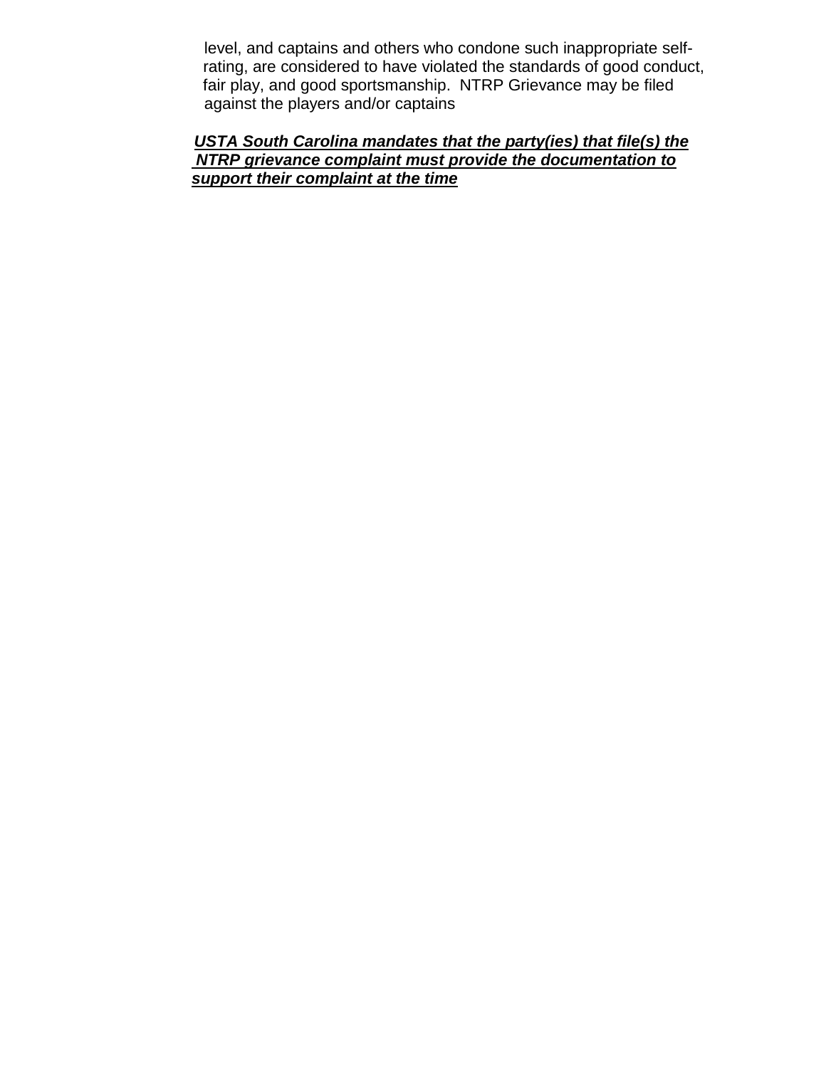level, and captains and others who condone such inappropriate self-rating, are considered to have violated the standards of good conduct, fair play, and good sportsmanship. NTRP Grievance may be filed against the players and/or captains

***USTA South Carolina mandates that the party(ies) that file(s) the NTRP grievance complaint must provide the documentation to support their complaint at the time***